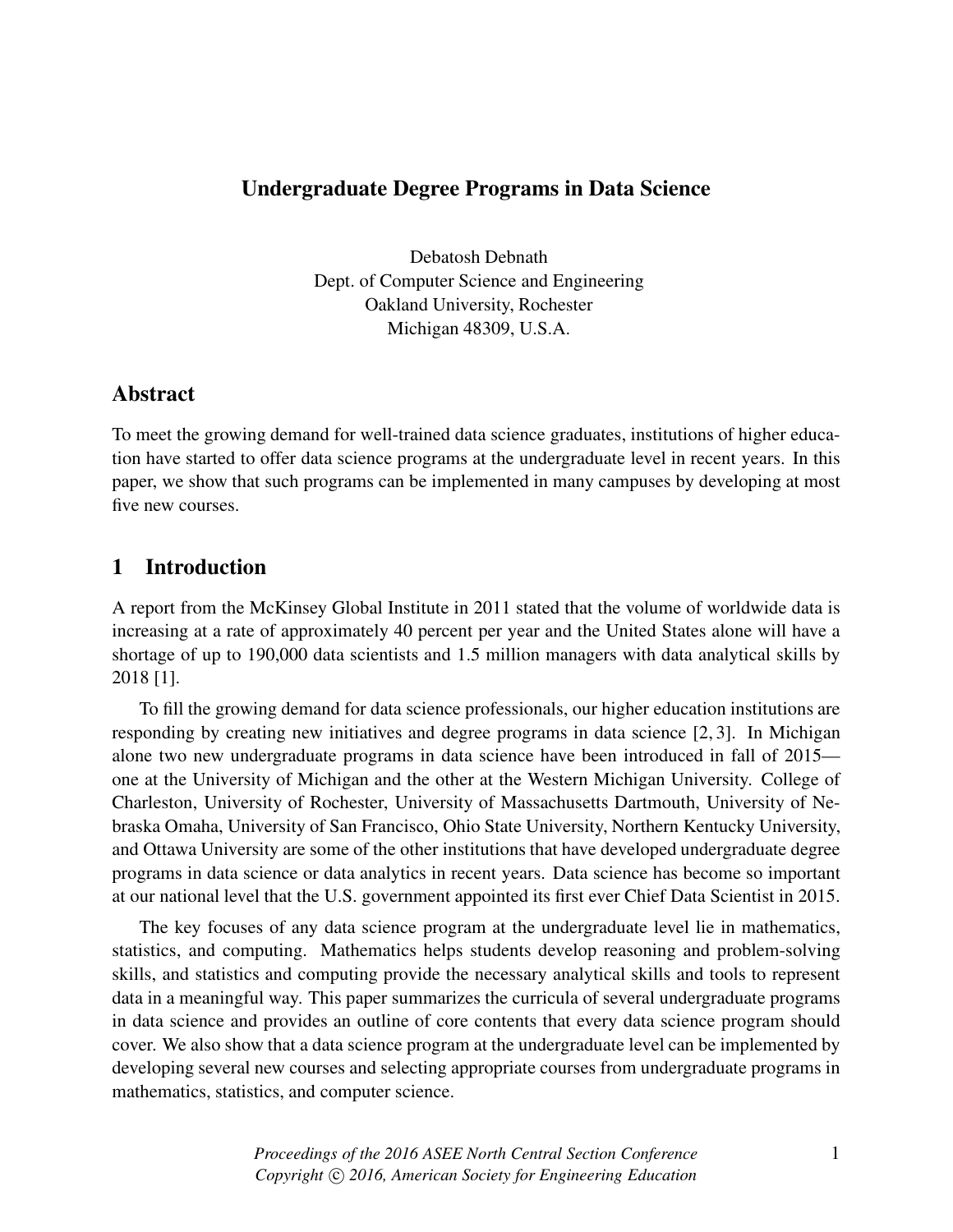# Undergraduate Degree Programs in Data Science

Debatosh Debnath
Dept. of Computer Science and Engineering
Oakland University, Rochester
Michigan 48309, U.S.A.

## Abstract

To meet the growing demand for well-trained data science graduates, institutions of higher education have started to offer data science programs at the undergraduate level in recent years. In this paper, we show that such programs can be implemented in many campuses by developing at most five new courses.

## 1 Introduction

A report from the McKinsey Global Institute in 2011 stated that the volume of worldwide data is increasing at a rate of approximately 40 percent per year and the United States alone will have a shortage of up to 190,000 data scientists and 1.5 million managers with data analytical skills by 2018 [1].

To fill the growing demand for data science professionals, our higher education institutions are responding by creating new initiatives and degree programs in data science [2, 3]. In Michigan alone two new undergraduate programs in data science have been introduced in fall of 2015—one at the University of Michigan and the other at the Western Michigan University. College of Charleston, University of Rochester, University of Massachusetts Dartmouth, University of Nebraska Omaha, University of San Francisco, Ohio State University, Northern Kentucky University, and Ottawa University are some of the other institutions that have developed undergraduate degree programs in data science or data analytics in recent years. Data science has become so important at our national level that the U.S. government appointed its first ever Chief Data Scientist in 2015.

The key focuses of any data science program at the undergraduate level lie in mathematics, statistics, and computing. Mathematics helps students develop reasoning and problem-solving skills, and statistics and computing provide the necessary analytical skills and tools to represent data in a meaningful way. This paper summarizes the curricula of several undergraduate programs in data science and provides an outline of core contents that every data science program should cover. We also show that a data science program at the undergraduate level can be implemented by developing several new courses and selecting appropriate courses from undergraduate programs in mathematics, statistics, and computer science.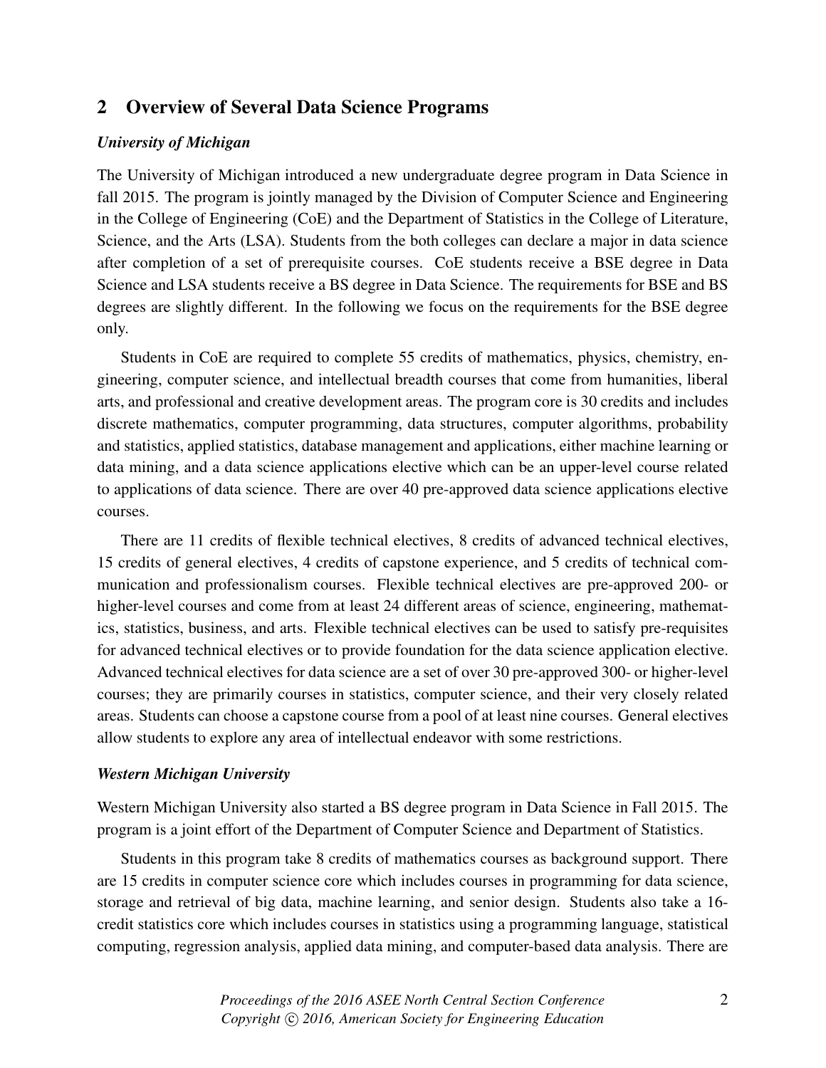## 2 Overview of Several Data Science Programs

***University of Michigan***

The University of Michigan introduced a new undergraduate degree program in Data Science in fall 2015. The program is jointly managed by the Division of Computer Science and Engineering in the College of Engineering (CoE) and the Department of Statistics in the College of Literature, Science, and the Arts (LSA). Students from the both colleges can declare a major in data science after completion of a set of prerequisite courses. CoE students receive a BSE degree in Data Science and LSA students receive a BS degree in Data Science. The requirements for BSE and BS degrees are slightly different. In the following we focus on the requirements for the BSE degree only.

Students in CoE are required to complete 55 credits of mathematics, physics, chemistry, engineering, computer science, and intellectual breadth courses that come from humanities, liberal arts, and professional and creative development areas. The program core is 30 credits and includes discrete mathematics, computer programming, data structures, computer algorithms, probability and statistics, applied statistics, database management and applications, either machine learning or data mining, and a data science applications elective which can be an upper-level course related to applications of data science. There are over 40 pre-approved data science applications elective courses.

There are 11 credits of flexible technical electives, 8 credits of advanced technical electives, 15 credits of general electives, 4 credits of capstone experience, and 5 credits of technical communication and professionalism courses. Flexible technical electives are pre-approved 200- or higher-level courses and come from at least 24 different areas of science, engineering, mathematics, statistics, business, and arts. Flexible technical electives can be used to satisfy pre-requisites for advanced technical electives or to provide foundation for the data science application elective. Advanced technical electives for data science are a set of over 30 pre-approved 300- or higher-level courses; they are primarily courses in statistics, computer science, and their very closely related areas. Students can choose a capstone course from a pool of at least nine courses. General electives allow students to explore any area of intellectual endeavor with some restrictions.

***Western Michigan University***

Western Michigan University also started a BS degree program in Data Science in Fall 2015. The program is a joint effort of the Department of Computer Science and Department of Statistics.

Students in this program take 8 credits of mathematics courses as background support. There are 15 credits in computer science core which includes courses in programming for data science, storage and retrieval of big data, machine learning, and senior design. Students also take a 16-credit statistics core which includes courses in statistics using a programming language, statistical computing, regression analysis, applied data mining, and computer-based data analysis. There are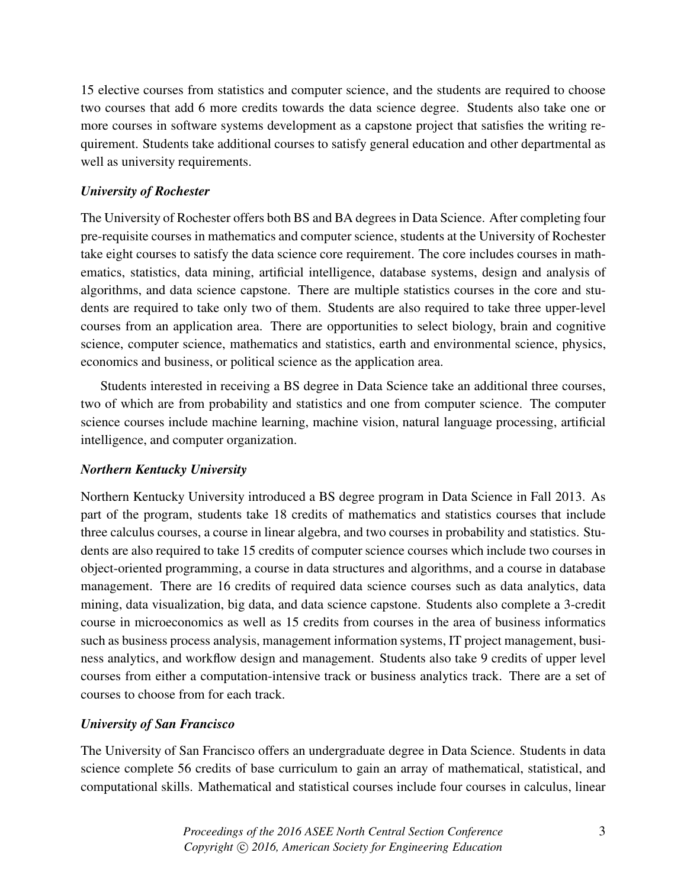15 elective courses from statistics and computer science, and the students are required to choose two courses that add 6 more credits towards the data science degree. Students also take one or more courses in software systems development as a capstone project that satisfies the writing requirement. Students take additional courses to satisfy general education and other departmental as well as university requirements.

### *University of Rochester*

The University of Rochester offers both BS and BA degrees in Data Science. After completing four pre-requisite courses in mathematics and computer science, students at the University of Rochester take eight courses to satisfy the data science core requirement. The core includes courses in mathematics, statistics, data mining, artificial intelligence, database systems, design and analysis of algorithms, and data science capstone. There are multiple statistics courses in the core and students are required to take only two of them. Students are also required to take three upper-level courses from an application area. There are opportunities to select biology, brain and cognitive science, computer science, mathematics and statistics, earth and environmental science, physics, economics and business, or political science as the application area.

Students interested in receiving a BS degree in Data Science take an additional three courses, two of which are from probability and statistics and one from computer science. The computer science courses include machine learning, machine vision, natural language processing, artificial intelligence, and computer organization.

### *Northern Kentucky University*

Northern Kentucky University introduced a BS degree program in Data Science in Fall 2013. As part of the program, students take 18 credits of mathematics and statistics courses that include three calculus courses, a course in linear algebra, and two courses in probability and statistics. Students are also required to take 15 credits of computer science courses which include two courses in object-oriented programming, a course in data structures and algorithms, and a course in database management. There are 16 credits of required data science courses such as data analytics, data mining, data visualization, big data, and data science capstone. Students also complete a 3-credit course in microeconomics as well as 15 credits from courses in the area of business informatics such as business process analysis, management information systems, IT project management, business analytics, and workflow design and management. Students also take 9 credits of upper level courses from either a computation-intensive track or business analytics track. There are a set of courses to choose from for each track.

### *University of San Francisco*

The University of San Francisco offers an undergraduate degree in Data Science. Students in data science complete 56 credits of base curriculum to gain an array of mathematical, statistical, and computational skills. Mathematical and statistical courses include four courses in calculus, linear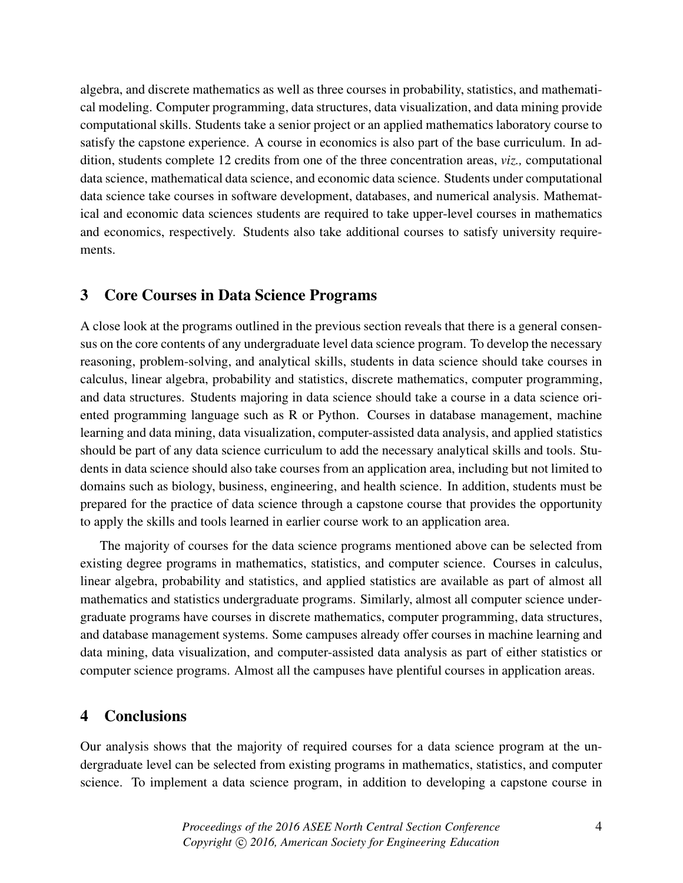algebra, and discrete mathematics as well as three courses in probability, statistics, and mathematical modeling. Computer programming, data structures, data visualization, and data mining provide computational skills. Students take a senior project or an applied mathematics laboratory course to satisfy the capstone experience. A course in economics is also part of the base curriculum. In addition, students complete 12 credits from one of the three concentration areas, *viz.,* computational data science, mathematical data science, and economic data science. Students under computational data science take courses in software development, databases, and numerical analysis. Mathematical and economic data sciences students are required to take upper-level courses in mathematics and economics, respectively. Students also take additional courses to satisfy university requirements.

## 3 Core Courses in Data Science Programs

A close look at the programs outlined in the previous section reveals that there is a general consensus on the core contents of any undergraduate level data science program. To develop the necessary reasoning, problem-solving, and analytical skills, students in data science should take courses in calculus, linear algebra, probability and statistics, discrete mathematics, computer programming, and data structures. Students majoring in data science should take a course in a data science oriented programming language such as R or Python. Courses in database management, machine learning and data mining, data visualization, computer-assisted data analysis, and applied statistics should be part of any data science curriculum to add the necessary analytical skills and tools. Students in data science should also take courses from an application area, including but not limited to domains such as biology, business, engineering, and health science. In addition, students must be prepared for the practice of data science through a capstone course that provides the opportunity to apply the skills and tools learned in earlier course work to an application area.

The majority of courses for the data science programs mentioned above can be selected from existing degree programs in mathematics, statistics, and computer science. Courses in calculus, linear algebra, probability and statistics, and applied statistics are available as part of almost all mathematics and statistics undergraduate programs. Similarly, almost all computer science undergraduate programs have courses in discrete mathematics, computer programming, data structures, and database management systems. Some campuses already offer courses in machine learning and data mining, data visualization, and computer-assisted data analysis as part of either statistics or computer science programs. Almost all the campuses have plentiful courses in application areas.

## 4 Conclusions

Our analysis shows that the majority of required courses for a data science program at the undergraduate level can be selected from existing programs in mathematics, statistics, and computer science. To implement a data science program, in addition to developing a capstone course in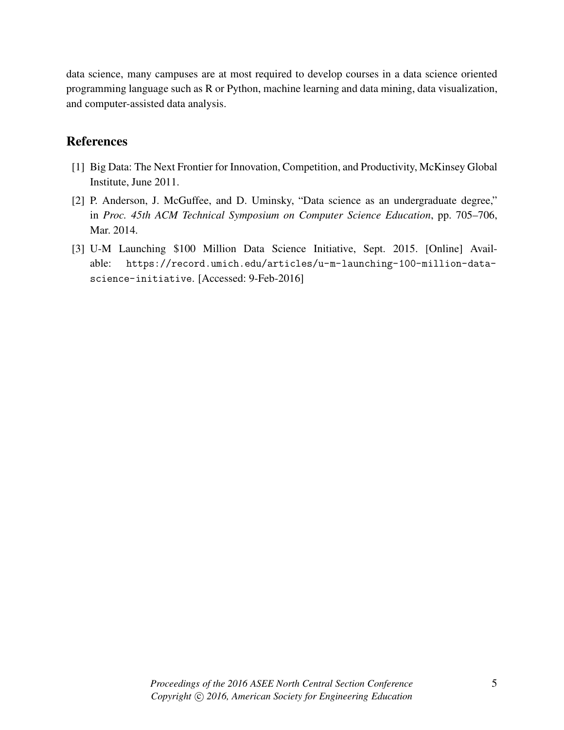data science, many campuses are at most required to develop courses in a data science oriented programming language such as R or Python, machine learning and data mining, data visualization, and computer-assisted data analysis.

## References

[1] Big Data: The Next Frontier for Innovation, Competition, and Productivity, McKinsey Global Institute, June 2011.

[2] P. Anderson, J. McGuffee, and D. Uminsky, "Data science as an undergraduate degree," in *Proc. 45th ACM Technical Symposium on Computer Science Education*, pp. 705–706, Mar. 2014.

[3] U-M Launching $100 Million Data Science Initiative, Sept. 2015. [Online] Available: `https://record.umich.edu/articles/u-m-launching-100-million-data-science-initiative`. [Accessed: 9-Feb-2016]